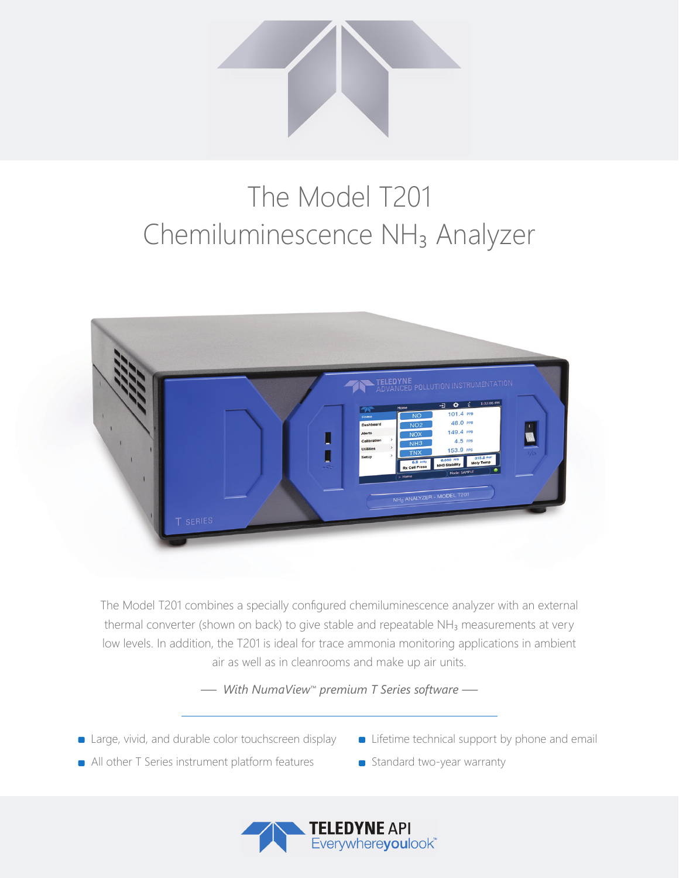# The Model T201 Chemiluminescence $NH_3$ Analyzer

The Model T201 combines a specially configured chemiluminescence analyzer with an external thermal converter (shown on back) to give stable and repeatable $NH_3$ measurements at very low levels. In addition, the T201 is ideal for trace ammonia monitoring applications in ambient air as well as in cleanrooms and make up air units.

*— With NumaView™ premium T Series software —*

- Large, vivid, and durable color touchscreen display
- All other T Series instrument platform features
- Lifetime technical support by phone and email
- Standard two-year warranty

**TELEDYNE API**
Everywhereyoulook™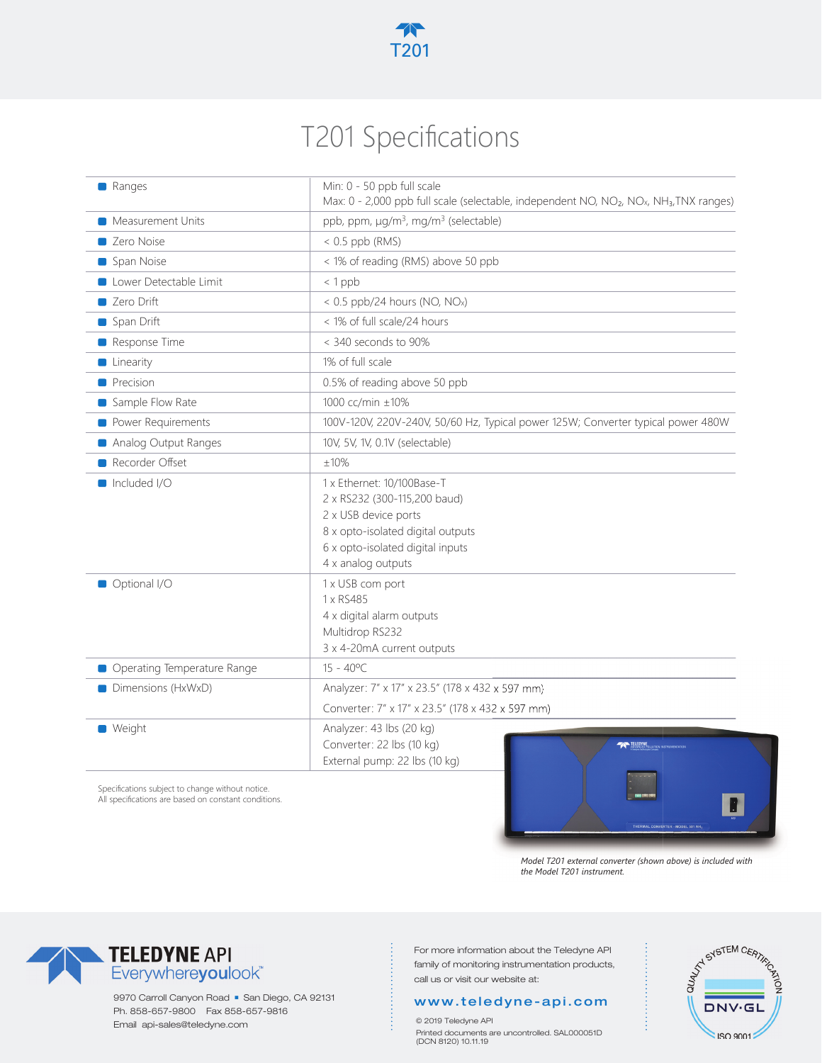# T201 Specifications

| | |
|---|---|
| Ranges | Min: 0 - 50 ppb full scale<br>Max: 0 - 2,000 ppb full scale (selectable, independent NO, $NO_2$, $NO_x$, $NH_3$,TNX ranges) |
| Measurement Units | ppb, ppm, µg/m$^3$, mg/m$^3$ (selectable) |
| Zero Noise | < 0.5 ppb (RMS) |
| Span Noise | < 1% of reading (RMS) above 50 ppb |
| Lower Detectable Limit | < 1 ppb |
| Zero Drift | < 0.5 ppb/24 hours (NO, $NO_x$) |
| Span Drift | < 1% of full scale/24 hours |
| Response Time | < 340 seconds to 90% |
| Linearity | 1% of full scale |
| Precision | 0.5% of reading above 50 ppb |
| Sample Flow Rate | 1000 cc/min ±10% |
| Power Requirements | 100V-120V, 220V-240V, 50/60 Hz, Typical power 125W; Converter typical power 480W |
| Analog Output Ranges | 10V, 5V, 1V, 0.1V (selectable) |
| Recorder Offset | ±10% |
| Included I/O | 1 x Ethernet: 10/100Base-T<br>2 x RS232 (300-115,200 baud)<br>2 x USB device ports<br>8 x opto-isolated digital outputs<br>6 x opto-isolated digital inputs<br>4 x analog outputs |
| Optional I/O | 1 x USB com port<br>1 x RS485<br>4 x digital alarm outputs<br>Multidrop RS232<br>3 x 4-20mA current outputs |
| Operating Temperature Range | 15 - 40ºC |
| Dimensions (HxWxD) | Analyzer: 7" x 17" x 23.5" (178 x 432 x 597 mm)<br>Converter: 7" x 17" x 23.5" (178 x 432 x 597 mm) |
| Weight | Analyzer: 43 lbs (20 kg)<br>Converter: 22 lbs (10 kg)<br>External pump: 22 lbs (10 kg) |

Specifications subject to change without notice.
All specifications are based on constant conditions.

*Model T201 external converter (shown above) is included with the Model T201 instrument.*

**TELEDYNE API**
Everywhereyoulook™

9970 Carroll Canyon Road ▪ San Diego, CA 92131
Ph. 858-657-9800 Fax 858-657-9816
Email api-sales@teledyne.com

For more information about the Teledyne API family of monitoring instrumentation products, call us or visit our website at:

**www.teledyne-api.com**

© 2019 Teledyne API
Printed documents are uncontrolled. SAL000051D
(DCN 8120) 10.11.19

QUALITY SYSTEM CERTIFICATION
DNV·GL
ISO 9001